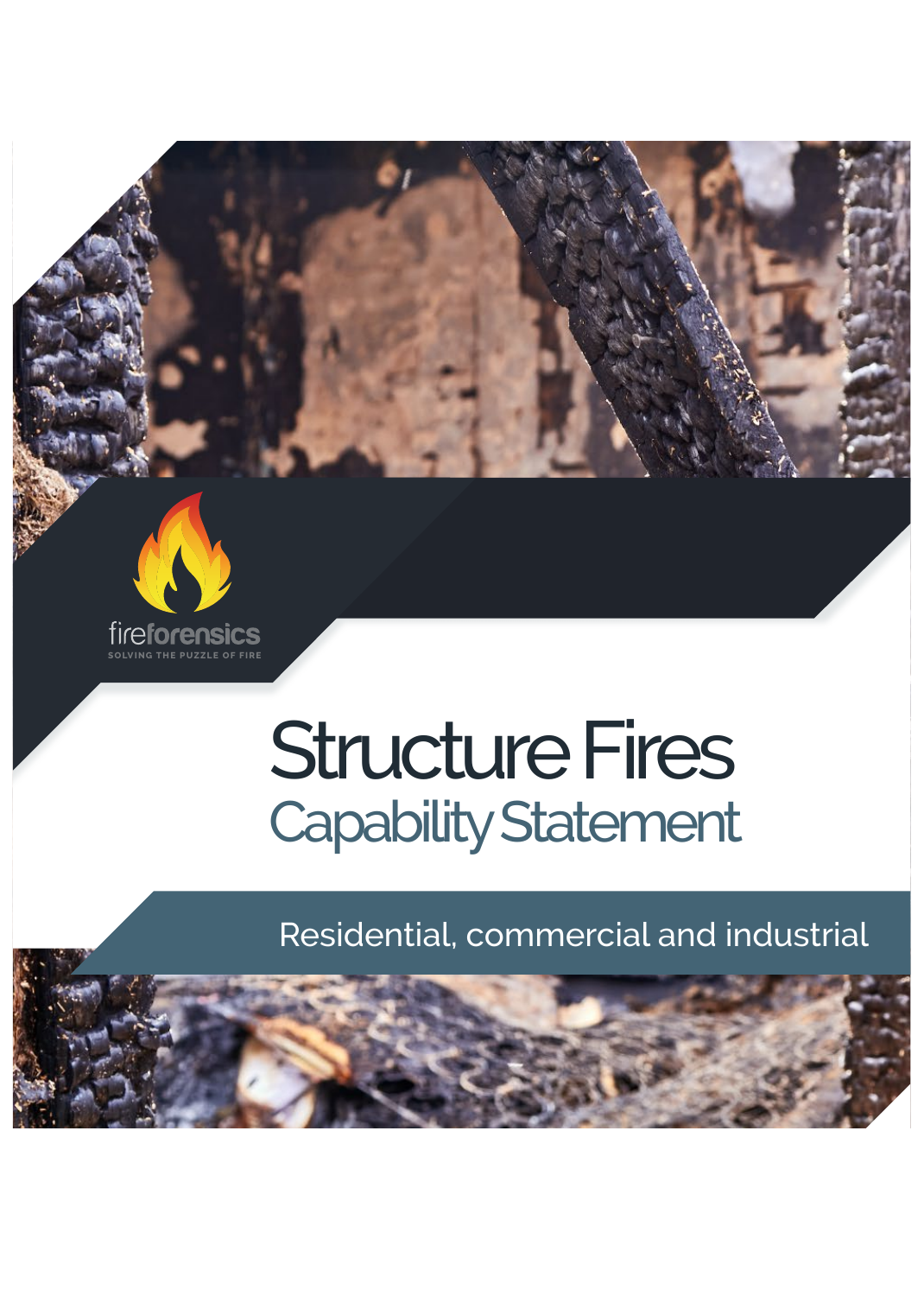fireforensics

SOLVING THE PUZZLE OF FIRE

# Structure Fires

## Capability Statement

Residential, commercial and industrial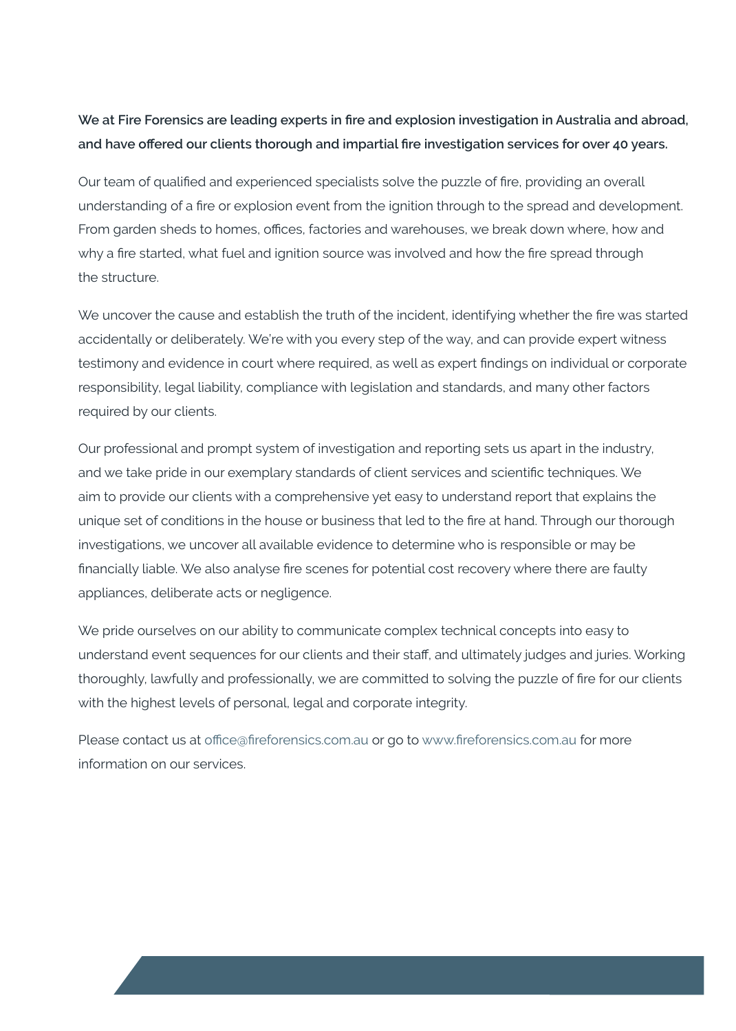**We at Fire Forensics are leading experts in fire and explosion investigation in Australia and abroad, and have offered our clients thorough and impartial fire investigation services for over 40 years.**

Our team of qualified and experienced specialists solve the puzzle of fire, providing an overall understanding of a fire or explosion event from the ignition through to the spread and development. From garden sheds to homes, offices, factories and warehouses, we break down where, how and why a fire started, what fuel and ignition source was involved and how the fire spread through the structure.

We uncover the cause and establish the truth of the incident, identifying whether the fire was started accidentally or deliberately. We're with you every step of the way, and can provide expert witness testimony and evidence in court where required, as well as expert findings on individual or corporate responsibility, legal liability, compliance with legislation and standards, and many other factors required by our clients.

Our professional and prompt system of investigation and reporting sets us apart in the industry, and we take pride in our exemplary standards of client services and scientific techniques. We aim to provide our clients with a comprehensive yet easy to understand report that explains the unique set of conditions in the house or business that led to the fire at hand. Through our thorough investigations, we uncover all available evidence to determine who is responsible or may be financially liable. We also analyse fire scenes for potential cost recovery where there are faulty appliances, deliberate acts or negligence.

We pride ourselves on our ability to communicate complex technical concepts into easy to understand event sequences for our clients and their staff, and ultimately judges and juries. Working thoroughly, lawfully and professionally, we are committed to solving the puzzle of fire for our clients with the highest levels of personal, legal and corporate integrity.

Please contact us at office@fireforensics.com.au or go to www.fireforensics.com.au for more information on our services.